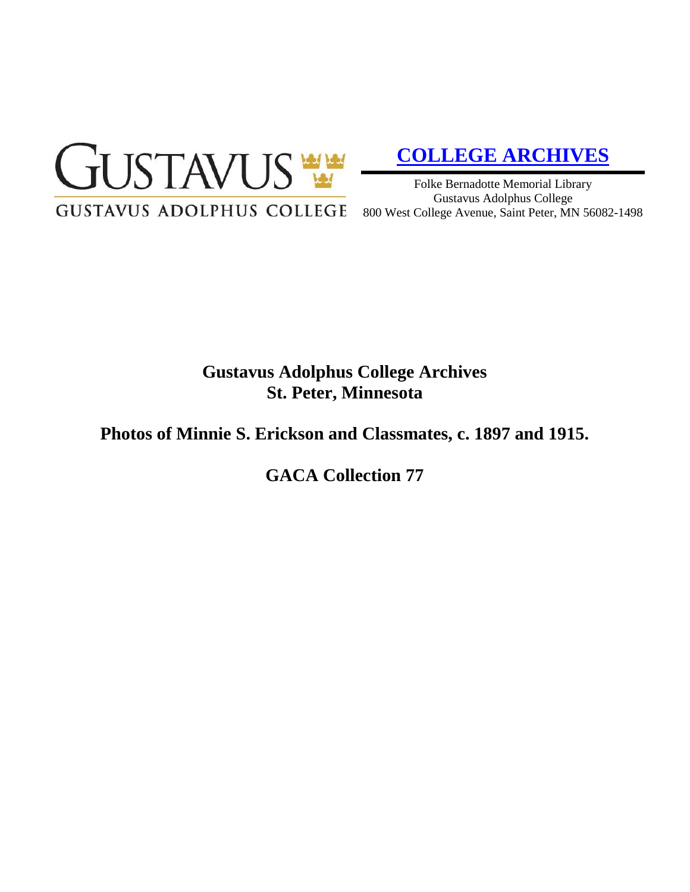GUSTAVUS

GUSTAVUS ADOLPHUS COLLEGE

## COLLEGE ARCHIVES

Folke Bernadotte Memorial Library
Gustavus Adolphus College
800 West College Avenue, Saint Peter, MN 56082-1498

# Gustavus Adolphus College Archives
# St. Peter, Minnesota

## Photos of Minnie S. Erickson and Classmates, c. 1897 and 1915.

## GACA Collection 77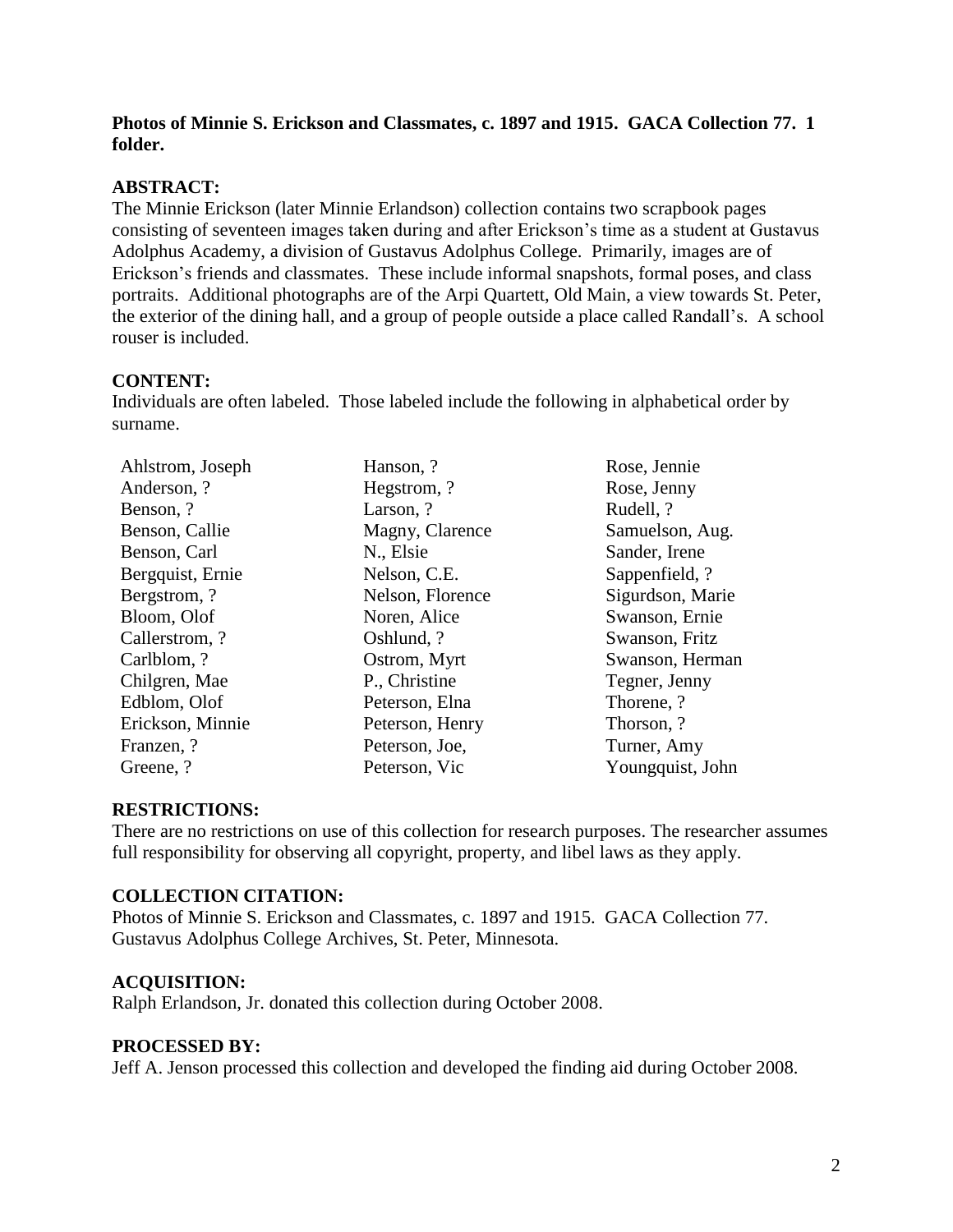**Photos of Minnie S. Erickson and Classmates, c. 1897 and 1915. GACA Collection 77. 1 folder.**

**ABSTRACT:**

The Minnie Erickson (later Minnie Erlandson) collection contains two scrapbook pages consisting of seventeen images taken during and after Erickson's time as a student at Gustavus Adolphus Academy, a division of Gustavus Adolphus College. Primarily, images are of Erickson's friends and classmates. These include informal snapshots, formal poses, and class portraits. Additional photographs are of the Arpi Quartett, Old Main, a view towards St. Peter, the exterior of the dining hall, and a group of people outside a place called Randall's. A school rouser is included.

**CONTENT:**

Individuals are often labeled. Those labeled include the following in alphabetical order by surname.

- Ahlstrom, Joseph
- Anderson, ?
- Benson, ?
- Benson, Callie
- Benson, Carl
- Bergquist, Ernie
- Bergstrom, ?
- Bloom, Olof
- Callerstrom, ?
- Carlblom, ?
- Chilgren, Mae
- Edblom, Olof
- Erickson, Minnie
- Franzen, ?
- Greene, ?
- Hanson, ?
- Hegstrom, ?
- Larson, ?
- Magny, Clarence
- N., Elsie
- Nelson, C.E.
- Nelson, Florence
- Noren, Alice
- Oshlund, ?
- Ostrom, Myrt
- P., Christine
- Peterson, Elna
- Peterson, Henry
- Peterson, Joe,
- Peterson, Vic
- Rose, Jennie
- Rose, Jenny
- Rudell, ?
- Samuelson, Aug.
- Sander, Irene
- Sappenfield, ?
- Sigurdson, Marie
- Swanson, Ernie
- Swanson, Fritz
- Swanson, Herman
- Tegner, Jenny
- Thorene, ?
- Thorson, ?
- Turner, Amy
- Youngquist, John

**RESTRICTIONS:**

There are no restrictions on use of this collection for research purposes. The researcher assumes full responsibility for observing all copyright, property, and libel laws as they apply.

**COLLECTION CITATION:**

Photos of Minnie S. Erickson and Classmates, c. 1897 and 1915. GACA Collection 77. Gustavus Adolphus College Archives, St. Peter, Minnesota.

**ACQUISITION:**

Ralph Erlandson, Jr. donated this collection during October 2008.

**PROCESSED BY:**

Jeff A. Jenson processed this collection and developed the finding aid during October 2008.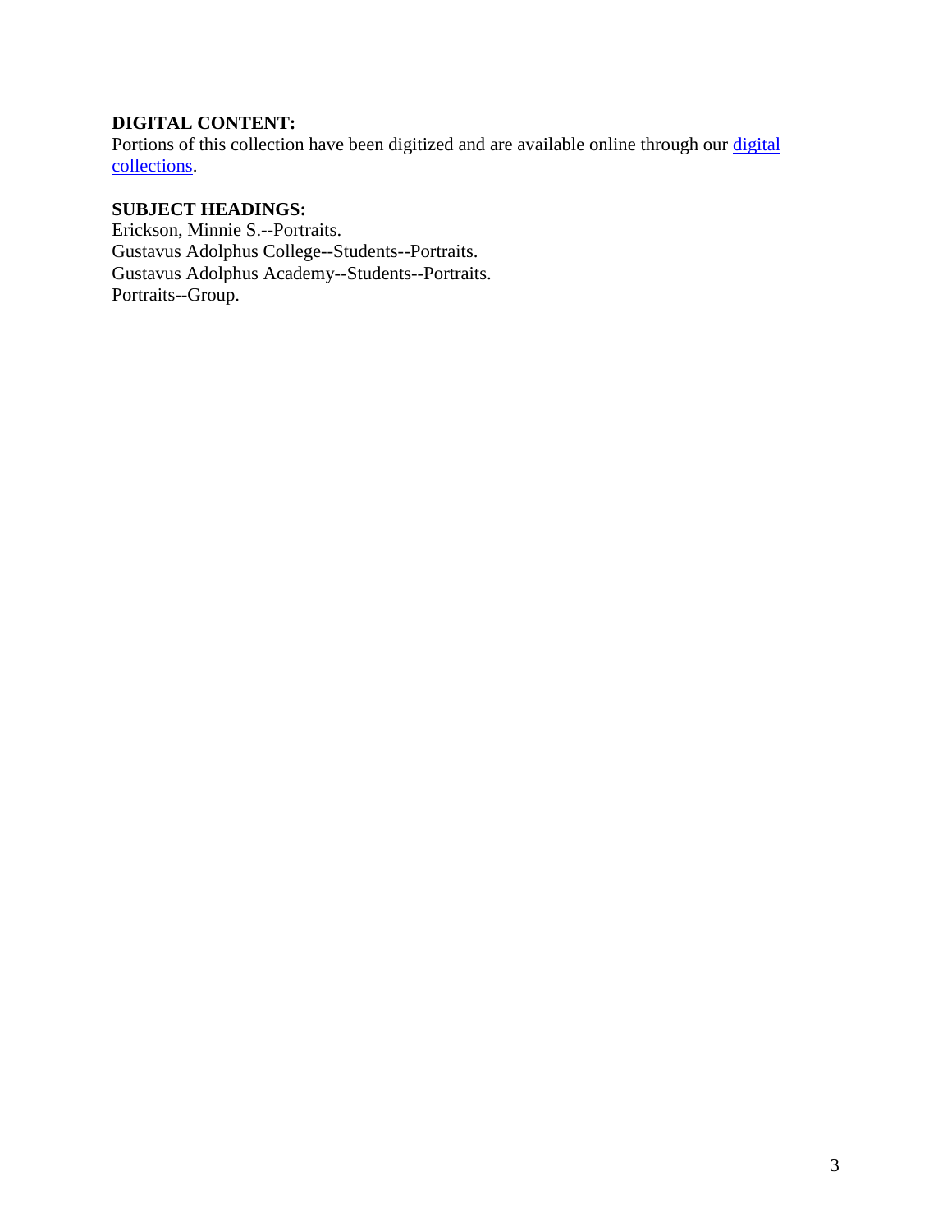**DIGITAL CONTENT:**
Portions of this collection have been digitized and are available online through our digital collections.

**SUBJECT HEADINGS:**
Erickson, Minnie S.--Portraits.
Gustavus Adolphus College--Students--Portraits.
Gustavus Adolphus Academy--Students--Portraits.
Portraits--Group.